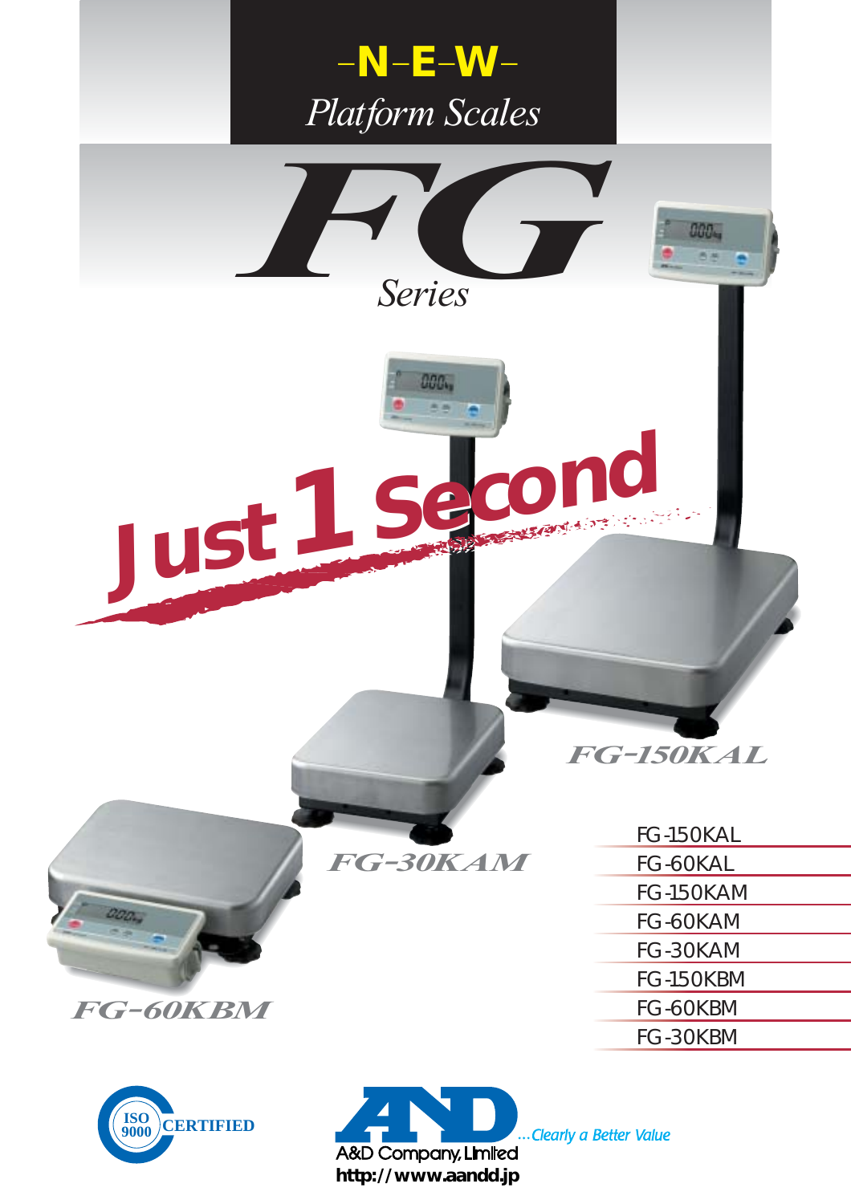–N–E–W–

*Platform Scales*

# FG

*Series*

**Just 1 Second**

*FG-150KAL*

*FG-30KAM*

*FG-60KBM*

- FG-150KAL
- FG-60KAL
- FG-150KAM
- FG-60KAM
- FG-30KAM
- FG-150KBM
- FG-60KBM
- FG-30KBM

ISO 9000 CERTIFIED

A&D Company, Limited ...Clearly a Better Value

http://www.aandd.jp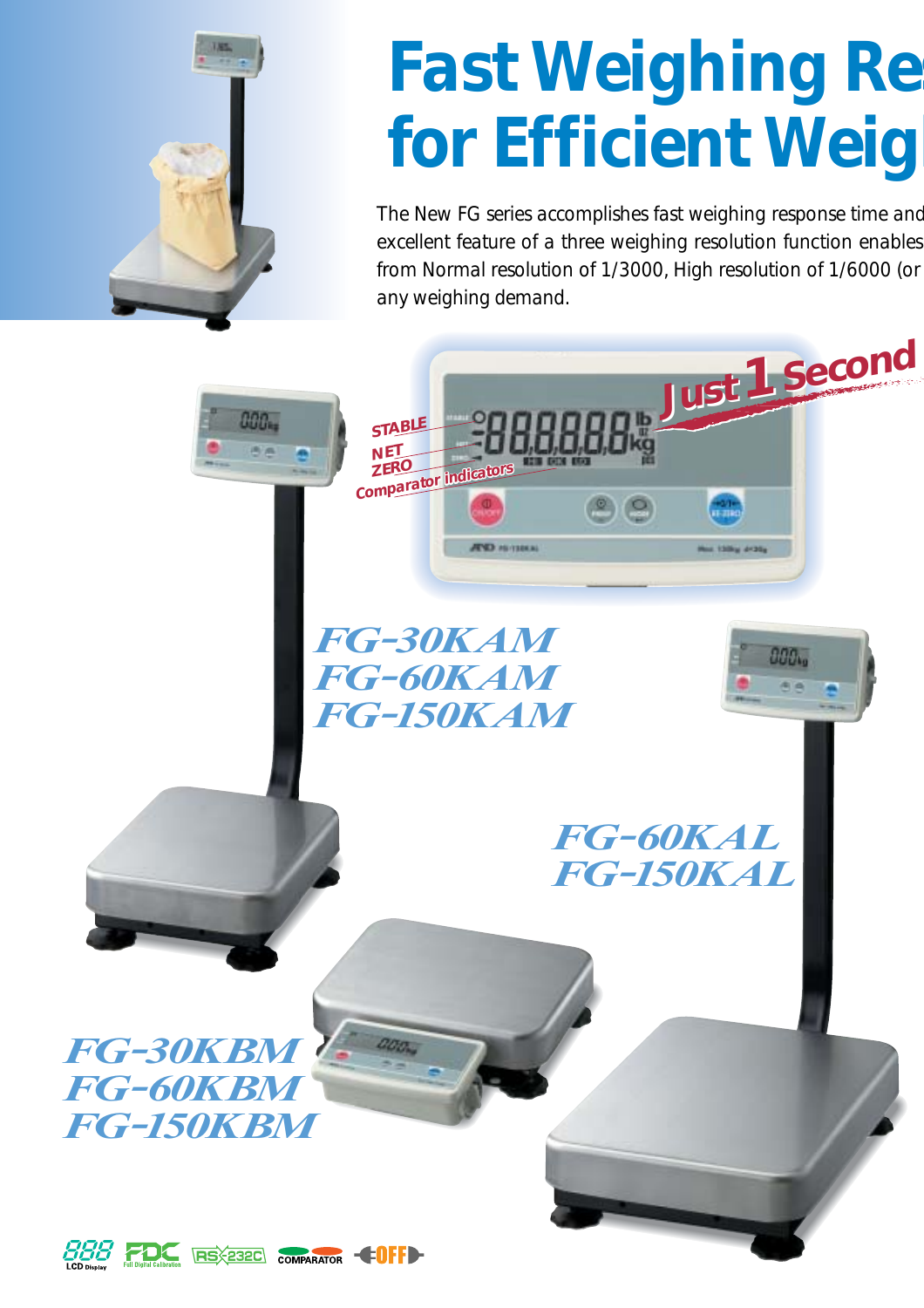# Fast Weighing Re
# for Efficient Weig

The New FG series accomplishes fast weighing response time and excellent feature of a three weighing resolution function enables from Normal resolution of 1/3000, High resolution of 1/6000 (or any weighing demand.

Just 1 Second

STABLE
NET
ZERO
Comparator indicators

*FG-30KAM*
*FG-60KAM*
*FG-150KAM*

*FG-60KAL*
*FG-150KAL*

*FG-30KBM*
*FG-60KBM*
*FG-150KBM*

LCD Display | FDC Full Digital Calibration | RS-232C | COMPARATOR | OFF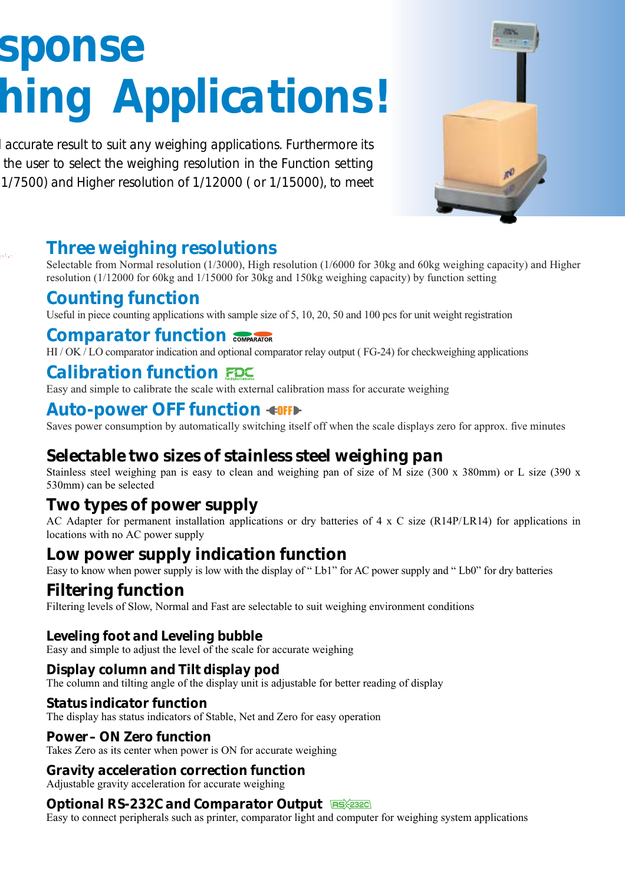# sponse
# hing Applications!

l accurate result to suit any weighing applications. Furthermore its the user to select the weighing resolution in the Function setting 1/7500) and Higher resolution of 1/12000 ( or 1/15000), to meet

## Three weighing resolutions

Selectable from Normal resolution (1/3000), High resolution (1/6000 for 30kg and 60kg weighing capacity) and Higher resolution (1/12000 for 60kg and 1/15000 for 30kg and 150kg weighing capacity) by function setting

## Counting function

Useful in piece counting applications with sample size of 5, 10, 20, 50 and 100 pcs for unit weight registration

## Comparator function

HI / OK / LO comparator indication and optional comparator relay output ( FG-24) for checkweighing applications

## Calibration function

Easy and simple to calibrate the scale with external calibration mass for accurate weighing

## Auto-power OFF function

Saves power consumption by automatically switching itself off when the scale displays zero for approx. five minutes

## Selectable two sizes of stainless steel weighing pan

Stainless steel weighing pan is easy to clean and weighing pan of size of M size (300 x 380mm) or L size (390 x 530mm) can be selected

## Two types of power supply

AC Adapter for permanent installation applications or dry batteries of 4 x C size (R14P/LR14) for applications in locations with no AC power supply

## Low power supply indication function

Easy to know when power supply is low with the display of " Lb1" for AC power supply and " Lb0" for dry batteries

## Filtering function

Filtering levels of Slow, Normal and Fast are selectable to suit weighing environment conditions

### Leveling foot and Leveling bubble

Easy and simple to adjust the level of the scale for accurate weighing

### Display column and Tilt display pod

The column and tilting angle of the display unit is adjustable for better reading of display

### Status indicator function

The display has status indicators of Stable, Net and Zero for easy operation

### Power – ON Zero function

Takes Zero as its center when power is ON for accurate weighing

### Gravity acceleration correction function

Adjustable gravity acceleration for accurate weighing

### Optional RS-232C and Comparator Output

Easy to connect peripherals such as printer, comparator light and computer for weighing system applications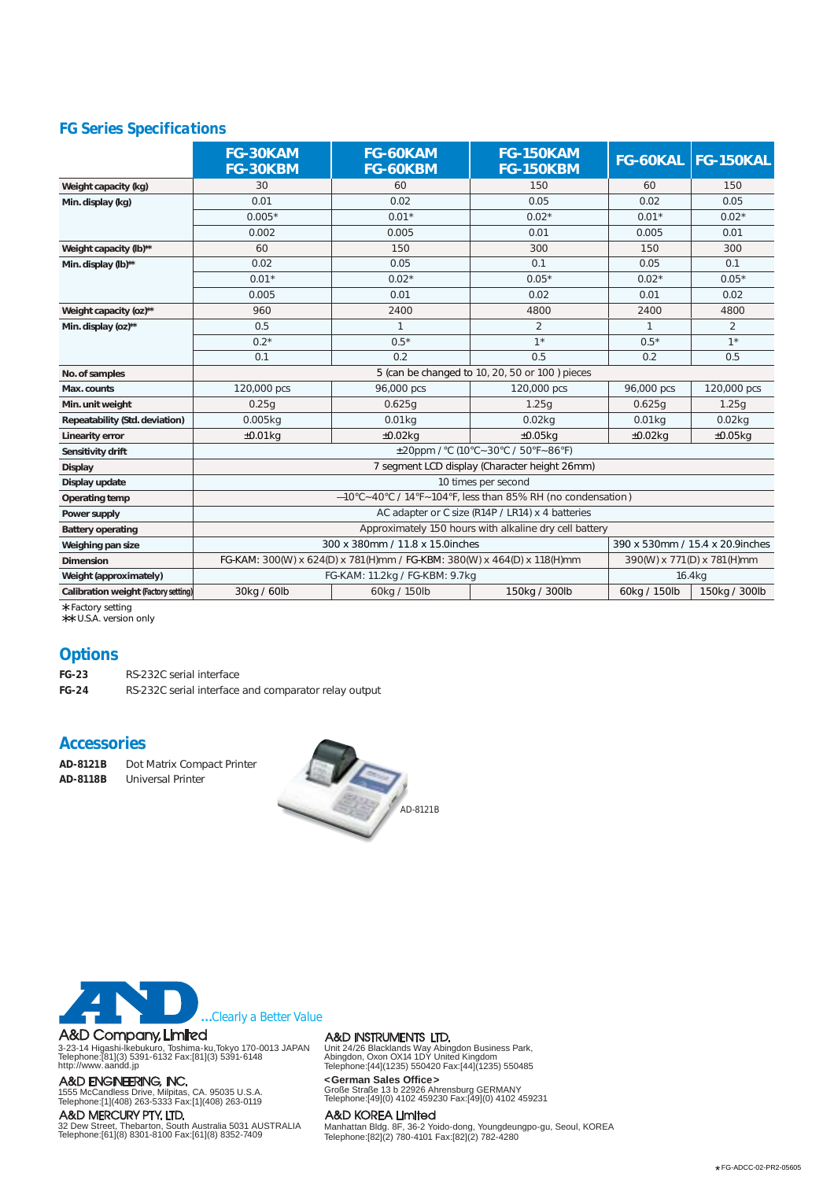## FG Series Specifications

| | FG-30KAM FG-30KBM | FG-60KAM FG-60KBM | FG-150KAM FG-150KBM | FG-60KAL | FG-150KAL |
|---|---|---|---|---|---|
| **Weight capacity (kg)** | 30 | 60 | 150 | 60 | 150 |
| **Min. display (kg)** | 0.01 | 0.02 | 0.05 | 0.02 | 0.05 |
| | 0.005* | 0.01* | 0.02* | 0.01* | 0.02* |
| | 0.002 | 0.005 | 0.01 | 0.005 | 0.01 |
| **Weight capacity (lb)**** | 60 | 150 | 300 | 150 | 300 |
| **Min. display (lb)**** | 0.02 | 0.05 | 0.1 | 0.05 | 0.1 |
| | 0.01* | 0.02* | 0.05* | 0.02* | 0.05* |
| | 0.005 | 0.01 | 0.02 | 0.01 | 0.02 |
| **Weight capacity (oz)**** | 960 | 2400 | 4800 | 2400 | 4800 |
| **Min. display (oz)**** | 0.5 | 1 | 2 | 1 | 2 |
| | 0.2* | 0.5* | 1* | 0.5* | 1* |
| | 0.1 | 0.2 | 0.5 | 0.2 | 0.5 |
| **No. of samples** | 5 (can be changed to 10, 20, 50 or 100 ) pieces | | | | |
| **Max. counts** | 120,000 pcs | 96,000 pcs | 120,000 pcs | 96,000 pcs | 120,000 pcs |
| **Min. unit weight** | 0.25g | 0.625g | 1.25g | 0.625g | 1.25g |
| **Repeatability (Std. deviation)** | 0.005kg | 0.01kg | 0.02kg | 0.01kg | 0.02kg |
| **Linearity error** | ±0.01kg | ±0.02kg | ±0.05kg | ±0.02kg | ±0.05kg |
| **Sensitivity drift** | ±20ppm / °C (10°C~30°C / 50°F~86°F) | | | | |
| **Display** | 7 segment LCD display (Character height 26mm) | | | | |
| **Display update** | 10 times per second | | | | |
| **Operating temp** | –10°C~40°C / 14°F~104°F, less than 85% RH (no condensation ) | | | | |
| **Power supply** | AC adapter or C size (R14P / LR14) x 4 batteries | | | | |
| **Battery operating** | Approximately 150 hours with alkaline dry cell battery | | | | |
| **Weighing pan size** | 300 x 380mm / 11.8 x 15.0inches | | | 390 x 530mm / 15.4 x 20.9inches | |
| **Dimension** | FG-KAM: 300(W) x 624(D) x 781(H)mm / FG-KBM: 380(W) x 464(D) x 118(H)mm | | | 390(W) x 771(D) x 781(H)mm | |
| **Weight (approximately)** | FG-KAM: 11.2kg / FG-KBM: 9.7kg | | | 16.4kg | |
| **Calibration weight (Factory setting)** | 30kg / 60lb | 60kg / 150lb | 150kg / 300lb | 60kg / 150lb | 150kg / 300lb |

\* Factory setting
\*\* U.S.A. version only

## Options

**FG-23** RS-232C serial interface
**FG-24** RS-232C serial interface and comparator relay output

## Accessories

**AD-8121B** Dot Matrix Compact Printer
**AD-8118B** Universal Printer

AD-8121B

...Clearly a Better Value

**A&D Company, Limited**
3-23-14 Higashi-Ikebukuro, Toshima-ku,Tokyo 170-0013 JAPAN
Telephone:[81](3) 5391-6132 Fax:[81](3) 5391-6148
http://www.aandd.jp

**A&D ENGINEERING, INC.**
1555 McCandless Drive, Milpitas, CA. 95035 U.S.A.
Telephone:[1](408) 263-5333 Fax:[1](408) 263-0119

**A&D MERCURY PTY. LTD.**
32 Dew Street, Thebarton, South Australia 5031 AUSTRALIA
Telephone:[61](8) 8301-8100 Fax:[61](8) 8352-7409

**A&D INSTRUMENTS LTD.**
Unit 24/26 Blacklands Way Abingdon Business Park,
Abingdon, Oxon OX14 1DY United Kingdom
Telephone:[44](1235) 550420 Fax:[44](1235) 550485

**<German Sales Office>**
Große Straße 13 b 22926 Ahrensburg GERMANY
Telephone:[49](0) 4102 459230 Fax:[49](0) 4102 459231

**A&D KOREA Limited**
Manhattan Bldg. 8F, 36-2 Yoido-dong, Youngdeungpo-gu, Seoul, KOREA
Telephone:[82](2) 780-4101 Fax:[82](2) 782-4280

\*FG-ADCC-02-PR2-05605